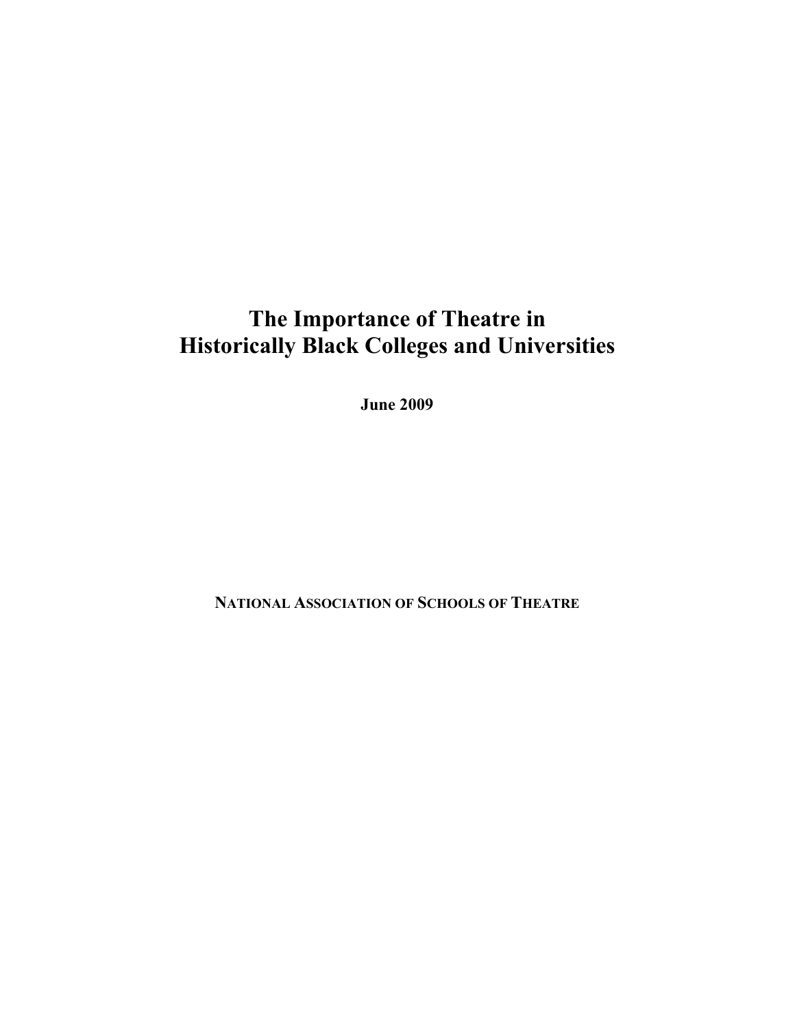# The Importance of Theatre in Historically Black Colleges and Universities

**June 2009**

**NATIONAL ASSOCIATION OF SCHOOLS OF THEATRE**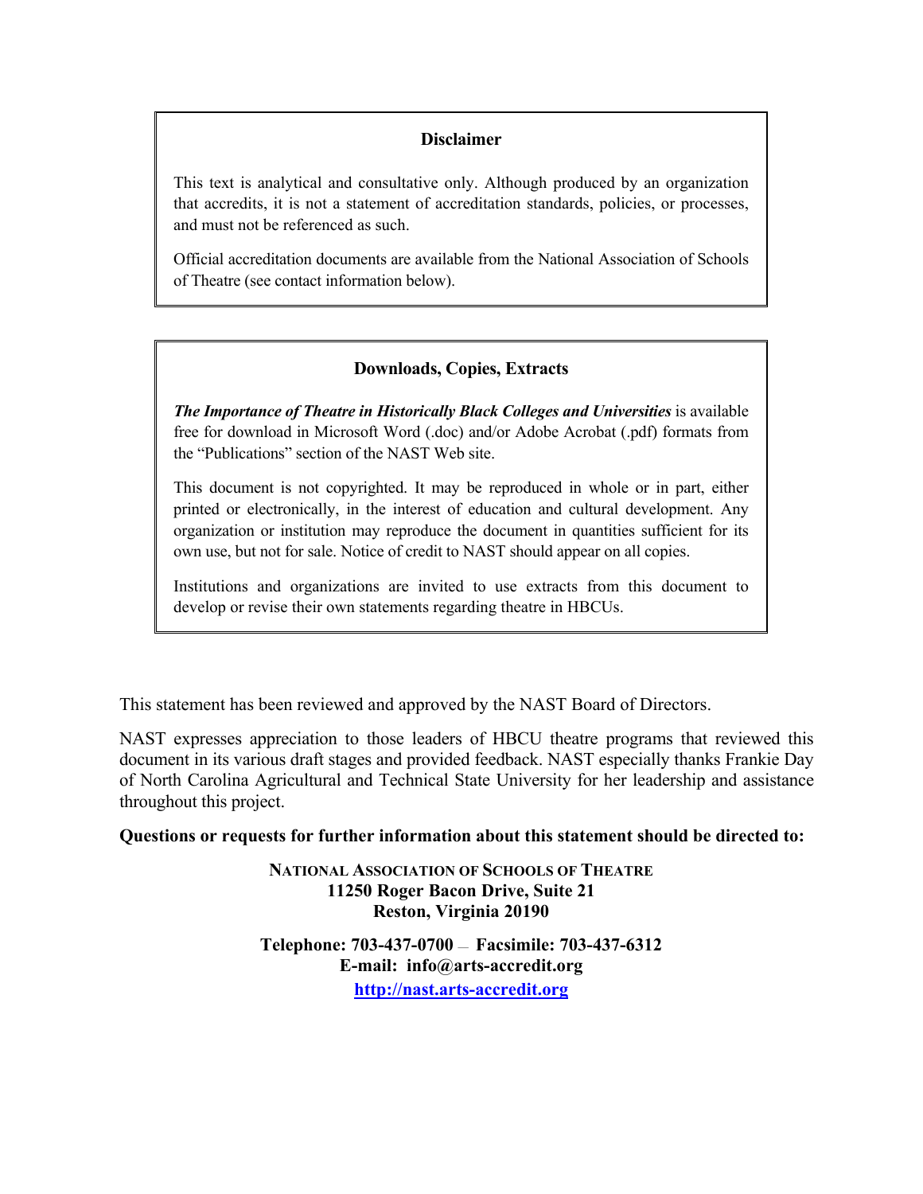### Disclaimer

This text is analytical and consultative only. Although produced by an organization that accredits, it is not a statement of accreditation standards, policies, or processes, and must not be referenced as such.

Official accreditation documents are available from the National Association of Schools of Theatre (see contact information below).

### Downloads, Copies, Extracts

***The Importance of Theatre in Historically Black Colleges and Universities*** is available free for download in Microsoft Word (.doc) and/or Adobe Acrobat (.pdf) formats from the "Publications" section of the NAST Web site.

This document is not copyrighted. It may be reproduced in whole or in part, either printed or electronically, in the interest of education and cultural development. Any organization or institution may reproduce the document in quantities sufficient for its own use, but not for sale. Notice of credit to NAST should appear on all copies.

Institutions and organizations are invited to use extracts from this document to develop or revise their own statements regarding theatre in HBCUs.

This statement has been reviewed and approved by the NAST Board of Directors.

NAST expresses appreciation to those leaders of HBCU theatre programs that reviewed this document in its various draft stages and provided feedback. NAST especially thanks Frankie Day of North Carolina Agricultural and Technical State University for her leadership and assistance throughout this project.

**Questions or requests for further information about this statement should be directed to:**

**NATIONAL ASSOCIATION OF SCHOOLS OF THEATRE**
**11250 Roger Bacon Drive, Suite 21**
**Reston, Virginia 20190**

**Telephone: 703-437-0700 — Facsimile: 703-437-6312**
**E-mail: info@arts-accredit.org**
**http://nast.arts-accredit.org**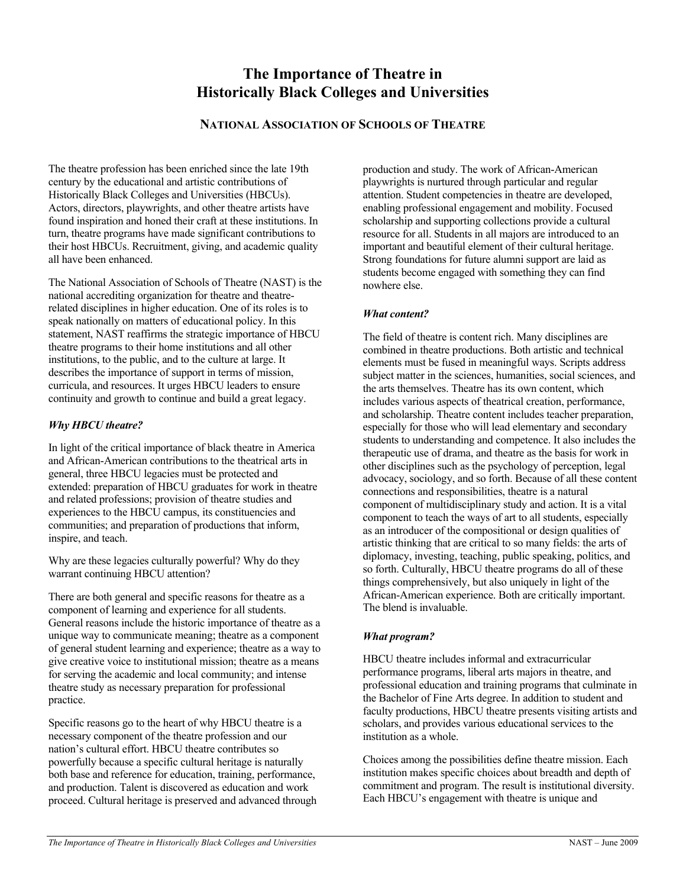# The Importance of Theatre in Historically Black Colleges and Universities

## National Association of Schools of Theatre

The theatre profession has been enriched since the late 19th century by the educational and artistic contributions of Historically Black Colleges and Universities (HBCUs). Actors, directors, playwrights, and other theatre artists have found inspiration and honed their craft at these institutions. In turn, theatre programs have made significant contributions to their host HBCUs. Recruitment, giving, and academic quality all have been enhanced.

The National Association of Schools of Theatre (NAST) is the national accrediting organization for theatre and theatre-related disciplines in higher education. One of its roles is to speak nationally on matters of educational policy. In this statement, NAST reaffirms the strategic importance of HBCU theatre programs to their home institutions and all other institutions, to the public, and to the culture at large. It describes the importance of support in terms of mission, curricula, and resources. It urges HBCU leaders to ensure continuity and growth to continue and build a great legacy.

### *Why HBCU theatre?*

In light of the critical importance of black theatre in America and African-American contributions to the theatrical arts in general, three HBCU legacies must be protected and extended: preparation of HBCU graduates for work in theatre and related professions; provision of theatre studies and experiences to the HBCU campus, its constituencies and communities; and preparation of productions that inform, inspire, and teach.

Why are these legacies culturally powerful? Why do they warrant continuing HBCU attention?

There are both general and specific reasons for theatre as a component of learning and experience for all students. General reasons include the historic importance of theatre as a unique way to communicate meaning; theatre as a component of general student learning and experience; theatre as a way to give creative voice to institutional mission; theatre as a means for serving the academic and local community; and intense theatre study as necessary preparation for professional practice.

Specific reasons go to the heart of why HBCU theatre is a necessary component of the theatre profession and our nation's cultural effort. HBCU theatre contributes so powerfully because a specific cultural heritage is naturally both base and reference for education, training, performance, and production. Talent is discovered as education and work proceed. Cultural heritage is preserved and advanced through production and study. The work of African-American playwrights is nurtured through particular and regular attention. Student competencies in theatre are developed, enabling professional engagement and mobility. Focused scholarship and supporting collections provide a cultural resource for all. Students in all majors are introduced to an important and beautiful element of their cultural heritage. Strong foundations for future alumni support are laid as students become engaged with something they can find nowhere else.

### *What content?*

The field of theatre is content rich. Many disciplines are combined in theatre productions. Both artistic and technical elements must be fused in meaningful ways. Scripts address subject matter in the sciences, humanities, social sciences, and the arts themselves. Theatre has its own content, which includes various aspects of theatrical creation, performance, and scholarship. Theatre content includes teacher preparation, especially for those who will lead elementary and secondary students to understanding and competence. It also includes the therapeutic use of drama, and theatre as the basis for work in other disciplines such as the psychology of perception, legal advocacy, sociology, and so forth. Because of all these content connections and responsibilities, theatre is a natural component of multidisciplinary study and action. It is a vital component to teach the ways of art to all students, especially as an introducer of the compositional or design qualities of artistic thinking that are critical to so many fields: the arts of diplomacy, investing, teaching, public speaking, politics, and so forth. Culturally, HBCU theatre programs do all of these things comprehensively, but also uniquely in light of the African-American experience. Both are critically important. The blend is invaluable.

### *What program?*

HBCU theatre includes informal and extracurricular performance programs, liberal arts majors in theatre, and professional education and training programs that culminate in the Bachelor of Fine Arts degree. In addition to student and faculty productions, HBCU theatre presents visiting artists and scholars, and provides various educational services to the institution as a whole.

Choices among the possibilities define theatre mission. Each institution makes specific choices about breadth and depth of commitment and program. The result is institutional diversity. Each HBCU's engagement with theatre is unique and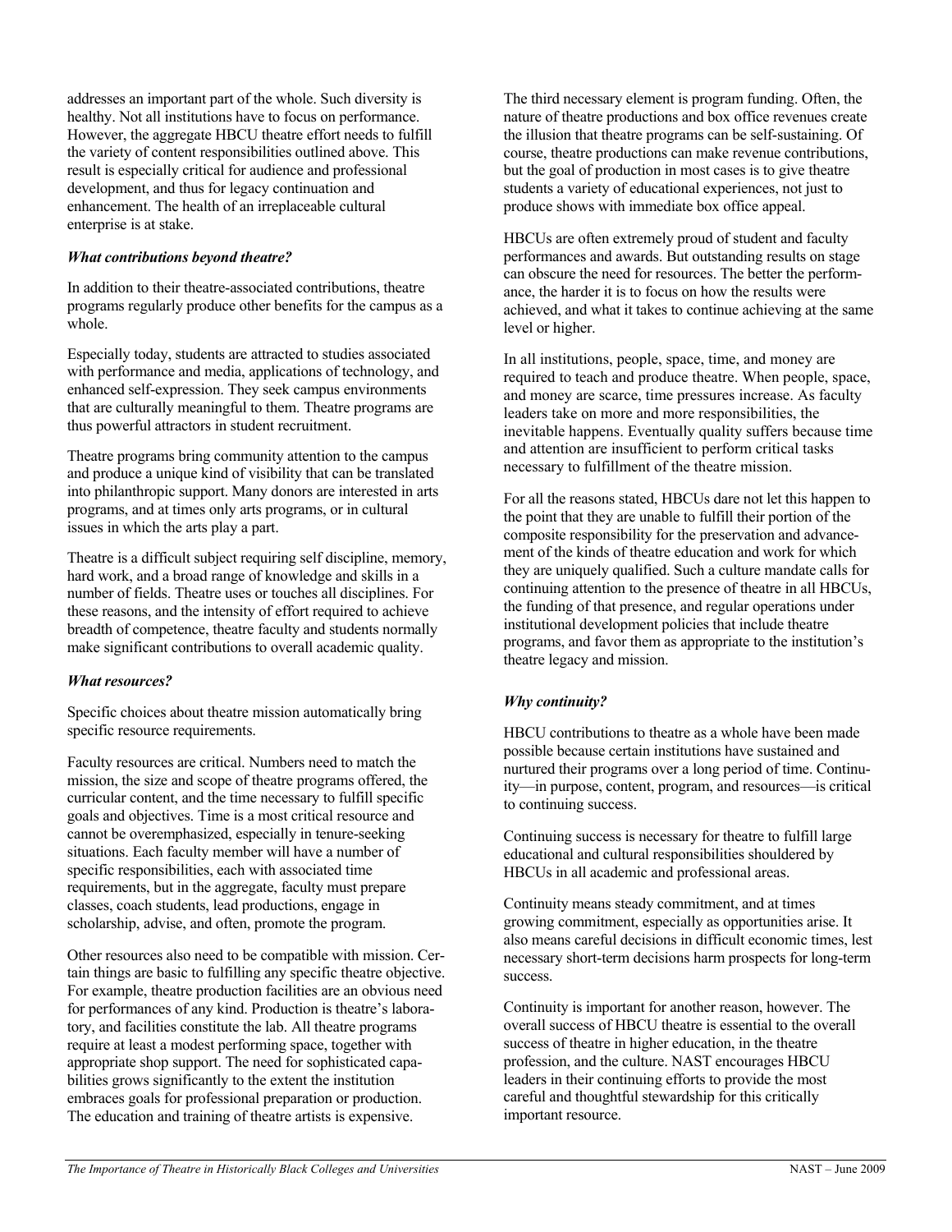addresses an important part of the whole. Such diversity is healthy. Not all institutions have to focus on performance. However, the aggregate HBCU theatre effort needs to fulfill the variety of content responsibilities outlined above. This result is especially critical for audience and professional development, and thus for legacy continuation and enhancement. The health of an irreplaceable cultural enterprise is at stake.

***What contributions beyond theatre?***

In addition to their theatre-associated contributions, theatre programs regularly produce other benefits for the campus as a whole.

Especially today, students are attracted to studies associated with performance and media, applications of technology, and enhanced self-expression. They seek campus environments that are culturally meaningful to them. Theatre programs are thus powerful attractors in student recruitment.

Theatre programs bring community attention to the campus and produce a unique kind of visibility that can be translated into philanthropic support. Many donors are interested in arts programs, and at times only arts programs, or in cultural issues in which the arts play a part.

Theatre is a difficult subject requiring self discipline, memory, hard work, and a broad range of knowledge and skills in a number of fields. Theatre uses or touches all disciplines. For these reasons, and the intensity of effort required to achieve breadth of competence, theatre faculty and students normally make significant contributions to overall academic quality.

***What resources?***

Specific choices about theatre mission automatically bring specific resource requirements.

Faculty resources are critical. Numbers need to match the mission, the size and scope of theatre programs offered, the curricular content, and the time necessary to fulfill specific goals and objectives. Time is a most critical resource and cannot be overemphasized, especially in tenure-seeking situations. Each faculty member will have a number of specific responsibilities, each with associated time requirements, but in the aggregate, faculty must prepare classes, coach students, lead productions, engage in scholarship, advise, and often, promote the program.

Other resources also need to be compatible with mission. Certain things are basic to fulfilling any specific theatre objective. For example, theatre production facilities are an obvious need for performances of any kind. Production is theatre's laboratory, and facilities constitute the lab. All theatre programs require at least a modest performing space, together with appropriate shop support. The need for sophisticated capabilities grows significantly to the extent the institution embraces goals for professional preparation or production. The education and training of theatre artists is expensive.

The third necessary element is program funding. Often, the nature of theatre productions and box office revenues create the illusion that theatre programs can be self-sustaining. Of course, theatre productions can make revenue contributions, but the goal of production in most cases is to give theatre students a variety of educational experiences, not just to produce shows with immediate box office appeal.

HBCUs are often extremely proud of student and faculty performances and awards. But outstanding results on stage can obscure the need for resources. The better the performance, the harder it is to focus on how the results were achieved, and what it takes to continue achieving at the same level or higher.

In all institutions, people, space, time, and money are required to teach and produce theatre. When people, space, and money are scarce, time pressures increase. As faculty leaders take on more and more responsibilities, the inevitable happens. Eventually quality suffers because time and attention are insufficient to perform critical tasks necessary to fulfillment of the theatre mission.

For all the reasons stated, HBCUs dare not let this happen to the point that they are unable to fulfill their portion of the composite responsibility for the preservation and advancement of the kinds of theatre education and work for which they are uniquely qualified. Such a culture mandate calls for continuing attention to the presence of theatre in all HBCUs, the funding of that presence, and regular operations under institutional development policies that include theatre programs, and favor them as appropriate to the institution's theatre legacy and mission.

***Why continuity?***

HBCU contributions to theatre as a whole have been made possible because certain institutions have sustained and nurtured their programs over a long period of time. Continuity—in purpose, content, program, and resources—is critical to continuing success.

Continuing success is necessary for theatre to fulfill large educational and cultural responsibilities shouldered by HBCUs in all academic and professional areas.

Continuity means steady commitment, and at times growing commitment, especially as opportunities arise. It also means careful decisions in difficult economic times, lest necessary short-term decisions harm prospects for long-term success.

Continuity is important for another reason, however. The overall success of HBCU theatre is essential to the overall success of theatre in higher education, in the theatre profession, and the culture. NAST encourages HBCU leaders in their continuing efforts to provide the most careful and thoughtful stewardship for this critically important resource.